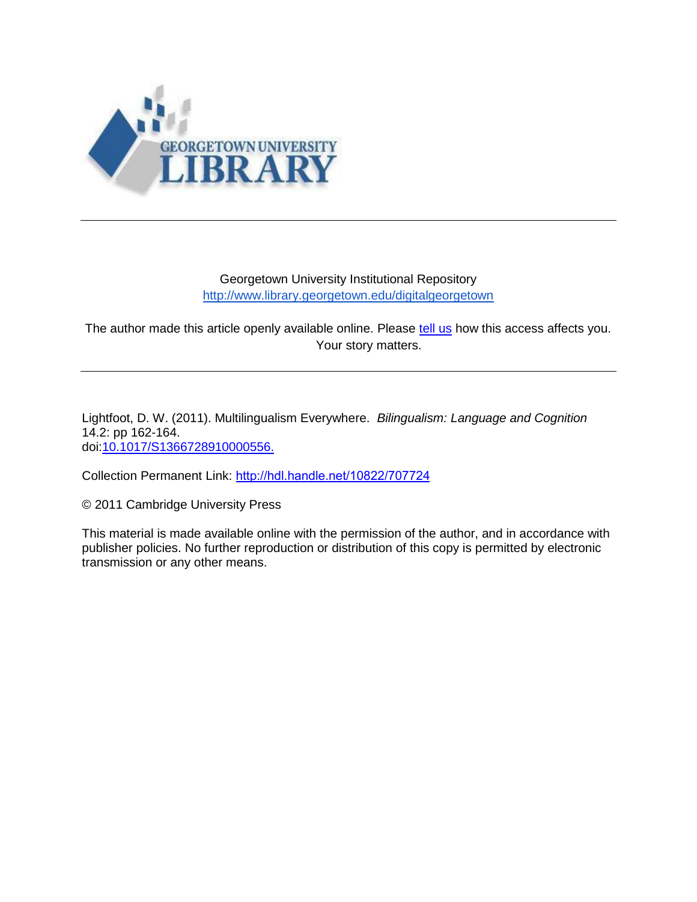GEORGETOWN UNIVERSITY LIBRARY

---

Georgetown University Institutional Repository
http://www.library.georgetown.edu/digitalgeorgetown

The author made this article openly available online. Please tell us how this access affects you. Your story matters.

---

Lightfoot, D. W. (2011). Multilingualism Everywhere. *Bilingualism: Language and Cognition* 14.2: pp 162-164.
doi:10.1017/S1366728910000556.

Collection Permanent Link: http://hdl.handle.net/10822/707724

© 2011 Cambridge University Press

This material is made available online with the permission of the author, and in accordance with publisher policies. No further reproduction or distribution of this copy is permitted by electronic transmission or any other means.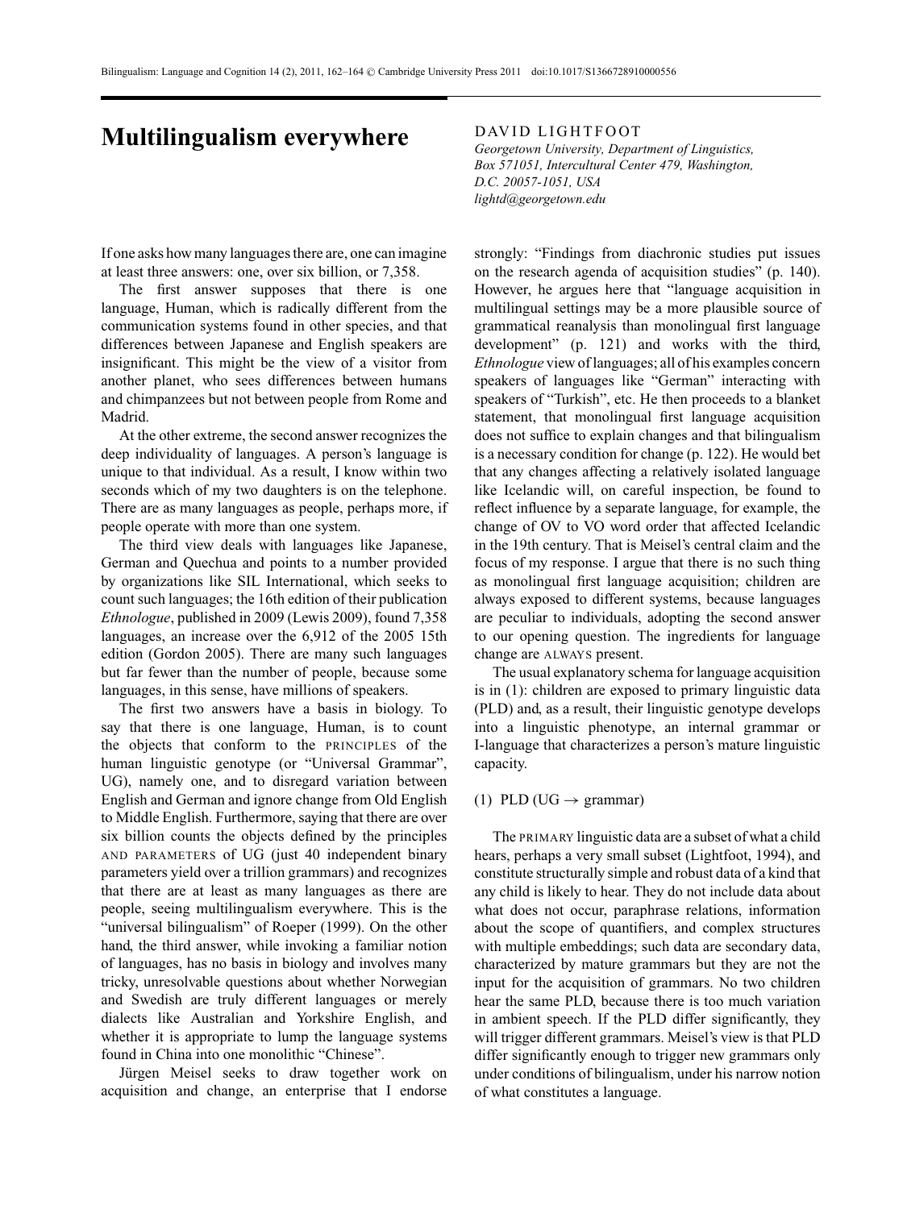# Multilingualism everywhere

DAVID LIGHTFOOT

*Georgetown University, Department of Linguistics, Box 571051, Intercultural Center 479, Washington, D.C. 20057-1051, USA*
*lightd@georgetown.edu*

If one asks how many languages there are, one can imagine at least three answers: one, over six billion, or 7,358.

The first answer supposes that there is one language, Human, which is radically different from the communication systems found in other species, and that differences between Japanese and English speakers are insignificant. This might be the view of a visitor from another planet, who sees differences between humans and chimpanzees but not between people from Rome and Madrid.

At the other extreme, the second answer recognizes the deep individuality of languages. A person's language is unique to that individual. As a result, I know within two seconds which of my two daughters is on the telephone. There are as many languages as people, perhaps more, if people operate with more than one system.

The third view deals with languages like Japanese, German and Quechua and points to a number provided by organizations like SIL International, which seeks to count such languages; the 16th edition of their publication *Ethnologue*, published in 2009 (Lewis 2009), found 7,358 languages, an increase over the 6,912 of the 2005 15th edition (Gordon 2005). There are many such languages but far fewer than the number of people, because some languages, in this sense, have millions of speakers.

The first two answers have a basis in biology. To say that there is one language, Human, is to count the objects that conform to the PRINCIPLES of the human linguistic genotype (or "Universal Grammar", UG), namely one, and to disregard variation between English and German and ignore change from Old English to Middle English. Furthermore, saying that there are over six billion counts the objects defined by the principles AND PARAMETERS of UG (just 40 independent binary parameters yield over a trillion grammars) and recognizes that there are at least as many languages as there are people, seeing multilingualism everywhere. This is the "universal bilingualism" of Roeper (1999). On the other hand, the third answer, while invoking a familiar notion of languages, has no basis in biology and involves many tricky, unresolvable questions about whether Norwegian and Swedish are truly different languages or merely dialects like Australian and Yorkshire English, and whether it is appropriate to lump the language systems found in China into one monolithic "Chinese".

Jürgen Meisel seeks to draw together work on acquisition and change, an enterprise that I endorse strongly: "Findings from diachronic studies put issues on the research agenda of acquisition studies" (p. 140). However, he argues here that "language acquisition in multilingual settings may be a more plausible source of grammatical reanalysis than monolingual first language development" (p. 121) and works with the third, *Ethnologue* view of languages; all of his examples concern speakers of languages like "German" interacting with speakers of "Turkish", etc. He then proceeds to a blanket statement, that monolingual first language acquisition does not suffice to explain changes and that bilingualism is a necessary condition for change (p. 122). He would bet that any changes affecting a relatively isolated language like Icelandic will, on careful inspection, be found to reflect influence by a separate language, for example, the change of OV to VO word order that affected Icelandic in the 19th century. That is Meisel's central claim and the focus of my response. I argue that there is no such thing as monolingual first language acquisition; children are always exposed to different systems, because languages are peculiar to individuals, adopting the second answer to our opening question. The ingredients for language change are ALWAYS present.

The usual explanatory schema for language acquisition is in (1): children are exposed to primary linguistic data (PLD) and, as a result, their linguistic genotype develops into a linguistic phenotype, an internal grammar or I-language that characterizes a person's mature linguistic capacity.

(1) PLD (UG $\rightarrow$ grammar)

The PRIMARY linguistic data are a subset of what a child hears, perhaps a very small subset (Lightfoot, 1994), and constitute structurally simple and robust data of a kind that any child is likely to hear. They do not include data about what does not occur, paraphrase relations, information about the scope of quantifiers, and complex structures with multiple embeddings; such data are secondary data, characterized by mature grammars but they are not the input for the acquisition of grammars. No two children hear the same PLD, because there is too much variation in ambient speech. If the PLD differ significantly, they will trigger different grammars. Meisel's view is that PLD differ significantly enough to trigger new grammars only under conditions of bilingualism, under his narrow notion of what constitutes a language.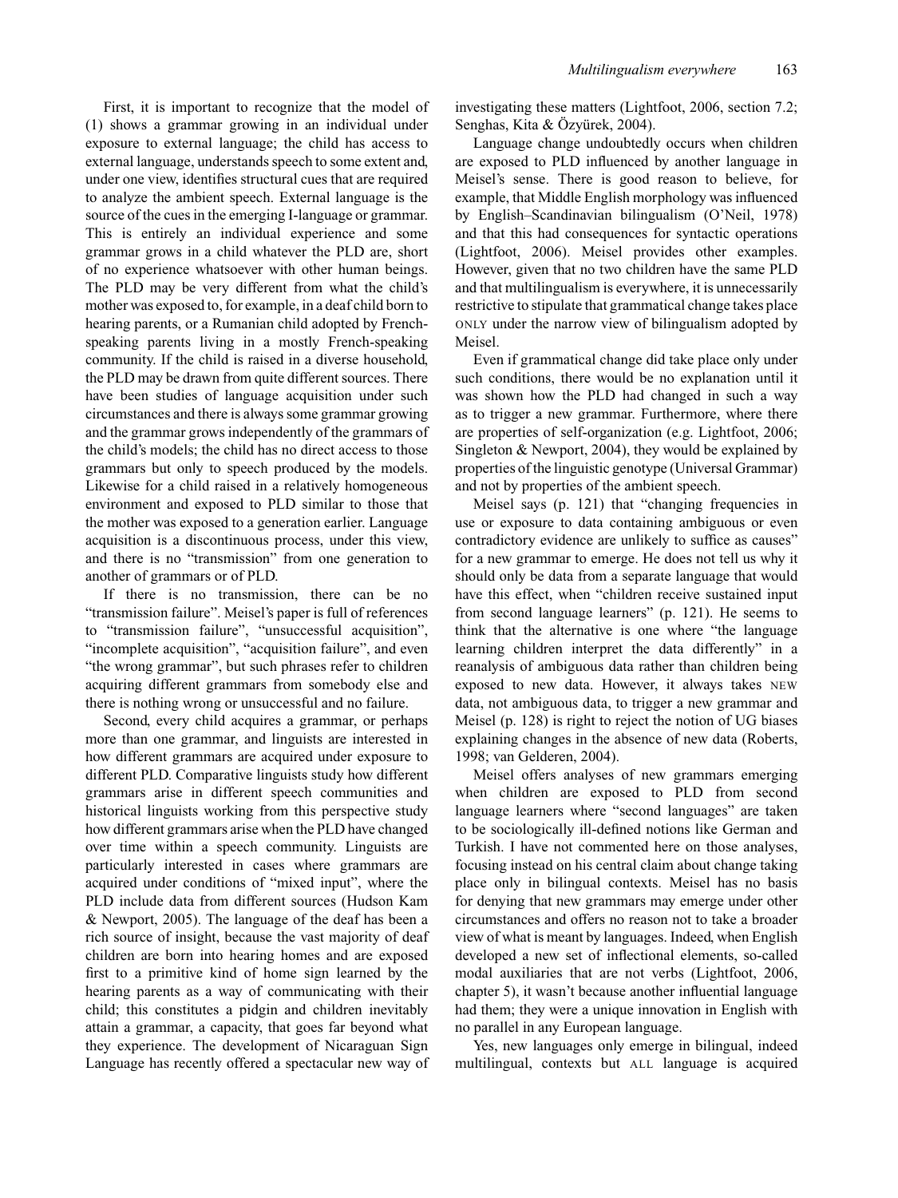First, it is important to recognize that the model of (1) shows a grammar growing in an individual under exposure to external language; the child has access to external language, understands speech to some extent and, under one view, identifies structural cues that are required to analyze the ambient speech. External language is the source of the cues in the emerging I-language or grammar. This is entirely an individual experience and some grammar grows in a child whatever the PLD are, short of no experience whatsoever with other human beings. The PLD may be very different from what the child's mother was exposed to, for example, in a deaf child born to hearing parents, or a Rumanian child adopted by French-speaking parents living in a mostly French-speaking community. If the child is raised in a diverse household, the PLD may be drawn from quite different sources. There have been studies of language acquisition under such circumstances and there is always some grammar growing and the grammar grows independently of the grammars of the child's models; the child has no direct access to those grammars but only to speech produced by the models. Likewise for a child raised in a relatively homogeneous environment and exposed to PLD similar to those that the mother was exposed to a generation earlier. Language acquisition is a discontinuous process, under this view, and there is no "transmission" from one generation to another of grammars or of PLD.

If there is no transmission, there can be no "transmission failure". Meisel's paper is full of references to "transmission failure", "unsuccessful acquisition", "incomplete acquisition", "acquisition failure", and even "the wrong grammar", but such phrases refer to children acquiring different grammars from somebody else and there is nothing wrong or unsuccessful and no failure.

Second, every child acquires a grammar, or perhaps more than one grammar, and linguists are interested in how different grammars are acquired under exposure to different PLD. Comparative linguists study how different grammars arise in different speech communities and historical linguists working from this perspective study how different grammars arise when the PLD have changed over time within a speech community. Linguists are particularly interested in cases where grammars are acquired under conditions of "mixed input", where the PLD include data from different sources (Hudson Kam & Newport, 2005). The language of the deaf has been a rich source of insight, because the vast majority of deaf children are born into hearing homes and are exposed first to a primitive kind of home sign learned by the hearing parents as a way of communicating with their child; this constitutes a pidgin and children inevitably attain a grammar, a capacity, that goes far beyond what they experience. The development of Nicaraguan Sign Language has recently offered a spectacular new way of investigating these matters (Lightfoot, 2006, section 7.2; Senghas, Kita & Özyürek, 2004).

Language change undoubtedly occurs when children are exposed to PLD influenced by another language in Meisel's sense. There is good reason to believe, for example, that Middle English morphology was influenced by English–Scandinavian bilingualism (O'Neil, 1978) and that this had consequences for syntactic operations (Lightfoot, 2006). Meisel provides other examples. However, given that no two children have the same PLD and that multilingualism is everywhere, it is unnecessarily restrictive to stipulate that grammatical change takes place ONLY under the narrow view of bilingualism adopted by Meisel.

Even if grammatical change did take place only under such conditions, there would be no explanation until it was shown how the PLD had changed in such a way as to trigger a new grammar. Furthermore, where there are properties of self-organization (e.g. Lightfoot, 2006; Singleton & Newport, 2004), they would be explained by properties of the linguistic genotype (Universal Grammar) and not by properties of the ambient speech.

Meisel says (p. 121) that "changing frequencies in use or exposure to data containing ambiguous or even contradictory evidence are unlikely to suffice as causes" for a new grammar to emerge. He does not tell us why it should only be data from a separate language that would have this effect, when "children receive sustained input from second language learners" (p. 121). He seems to think that the alternative is one where "the language learning children interpret the data differently" in a reanalysis of ambiguous data rather than children being exposed to new data. However, it always takes NEW data, not ambiguous data, to trigger a new grammar and Meisel (p. 128) is right to reject the notion of UG biases explaining changes in the absence of new data (Roberts, 1998; van Gelderen, 2004).

Meisel offers analyses of new grammars emerging when children are exposed to PLD from second language learners where "second languages" are taken to be sociologically ill-defined notions like German and Turkish. I have not commented here on those analyses, focusing instead on his central claim about change taking place only in bilingual contexts. Meisel has no basis for denying that new grammars may emerge under other circumstances and offers no reason not to take a broader view of what is meant by languages. Indeed, when English developed a new set of inflectional elements, so-called modal auxiliaries that are not verbs (Lightfoot, 2006, chapter 5), it wasn't because another influential language had them; they were a unique innovation in English with no parallel in any European language.

Yes, new languages only emerge in bilingual, indeed multilingual, contexts but ALL language is acquired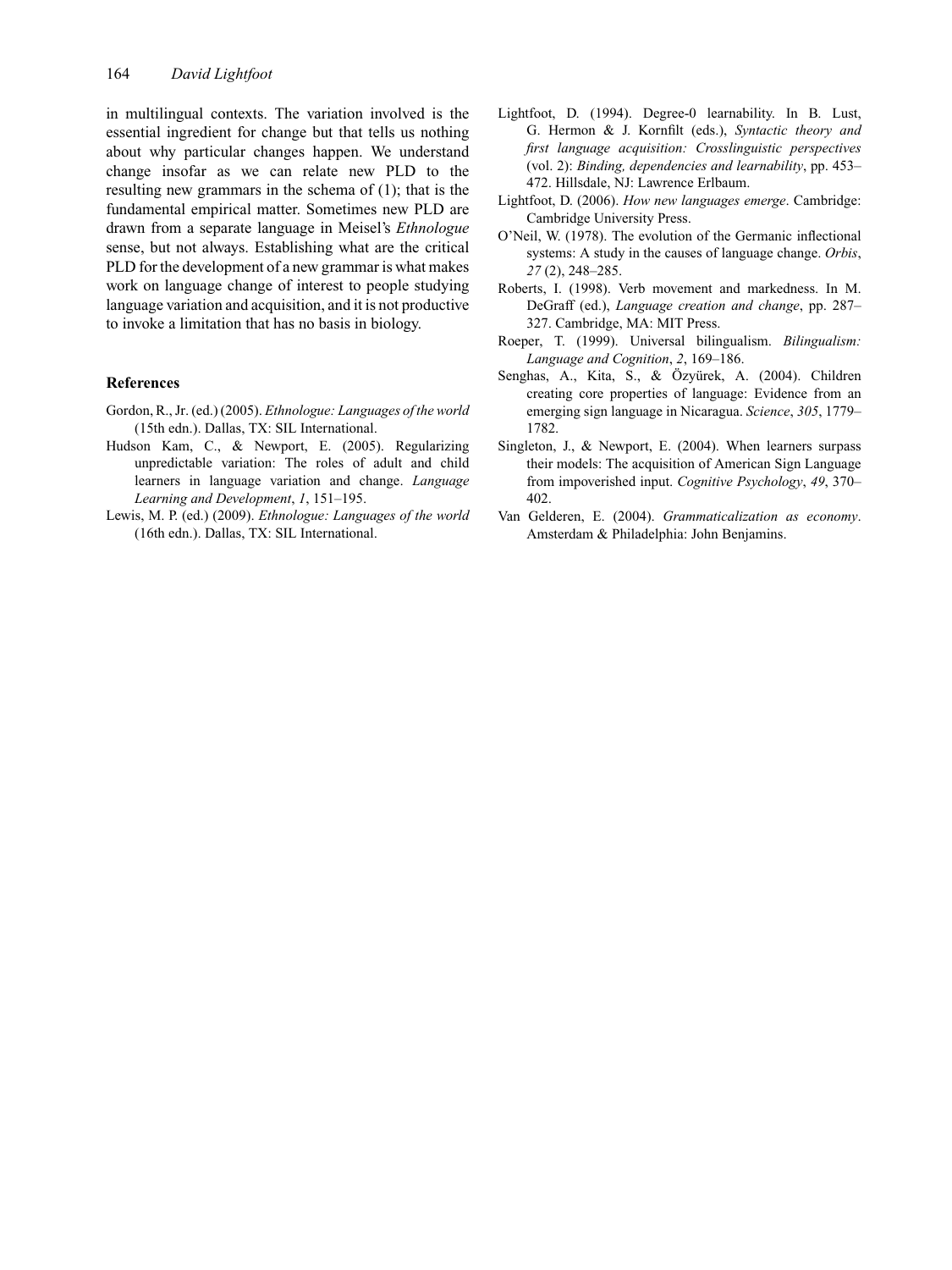in multilingual contexts. The variation involved is the essential ingredient for change but that tells us nothing about why particular changes happen. We understand change insofar as we can relate new PLD to the resulting new grammars in the schema of (1); that is the fundamental empirical matter. Sometimes new PLD are drawn from a separate language in Meisel's *Ethnologue* sense, but not always. Establishing what are the critical PLD for the development of a new grammar is what makes work on language change of interest to people studying language variation and acquisition, and it is not productive to invoke a limitation that has no basis in biology.

## References

Gordon, R., Jr. (ed.) (2005). *Ethnologue: Languages of the world* (15th edn.). Dallas, TX: SIL International.

Hudson Kam, C., & Newport, E. (2005). Regularizing unpredictable variation: The roles of adult and child learners in language variation and change. *Language Learning and Development*, *1*, 151–195.

Lewis, M. P. (ed.) (2009). *Ethnologue: Languages of the world* (16th edn.). Dallas, TX: SIL International.

Lightfoot, D. (1994). Degree-0 learnability. In B. Lust, G. Hermon & J. Kornfilt (eds.), *Syntactic theory and first language acquisition: Crosslinguistic perspectives* (vol. 2): *Binding, dependencies and learnability*, pp. 453–472. Hillsdale, NJ: Lawrence Erlbaum.

Lightfoot, D. (2006). *How new languages emerge*. Cambridge: Cambridge University Press.

O'Neil, W. (1978). The evolution of the Germanic inflectional systems: A study in the causes of language change. *Orbis*, *27* (2), 248–285.

Roberts, I. (1998). Verb movement and markedness. In M. DeGraff (ed.), *Language creation and change*, pp. 287–327. Cambridge, MA: MIT Press.

Roeper, T. (1999). Universal bilingualism. *Bilingualism: Language and Cognition*, *2*, 169–186.

Senghas, A., Kita, S., & Özyürek, A. (2004). Children creating core properties of language: Evidence from an emerging sign language in Nicaragua. *Science*, *305*, 1779–1782.

Singleton, J., & Newport, E. (2004). When learners surpass their models: The acquisition of American Sign Language from impoverished input. *Cognitive Psychology*, *49*, 370–402.

Van Gelderen, E. (2004). *Grammaticalization as economy*. Amsterdam & Philadelphia: John Benjamins.